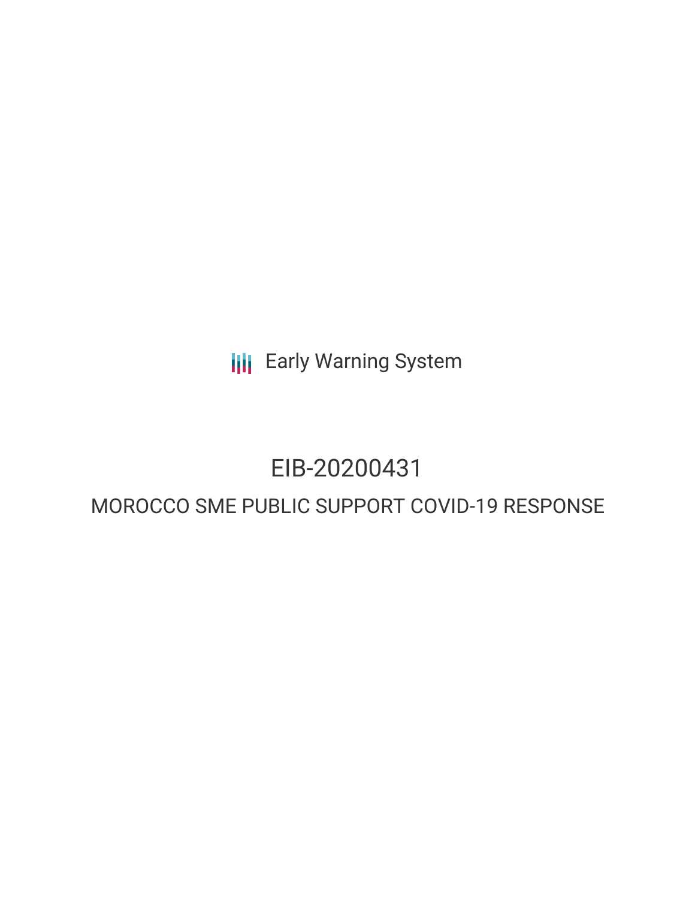Early Warning System

# EIB-20200431

## MOROCCO SME PUBLIC SUPPORT COVID-19 RESPONSE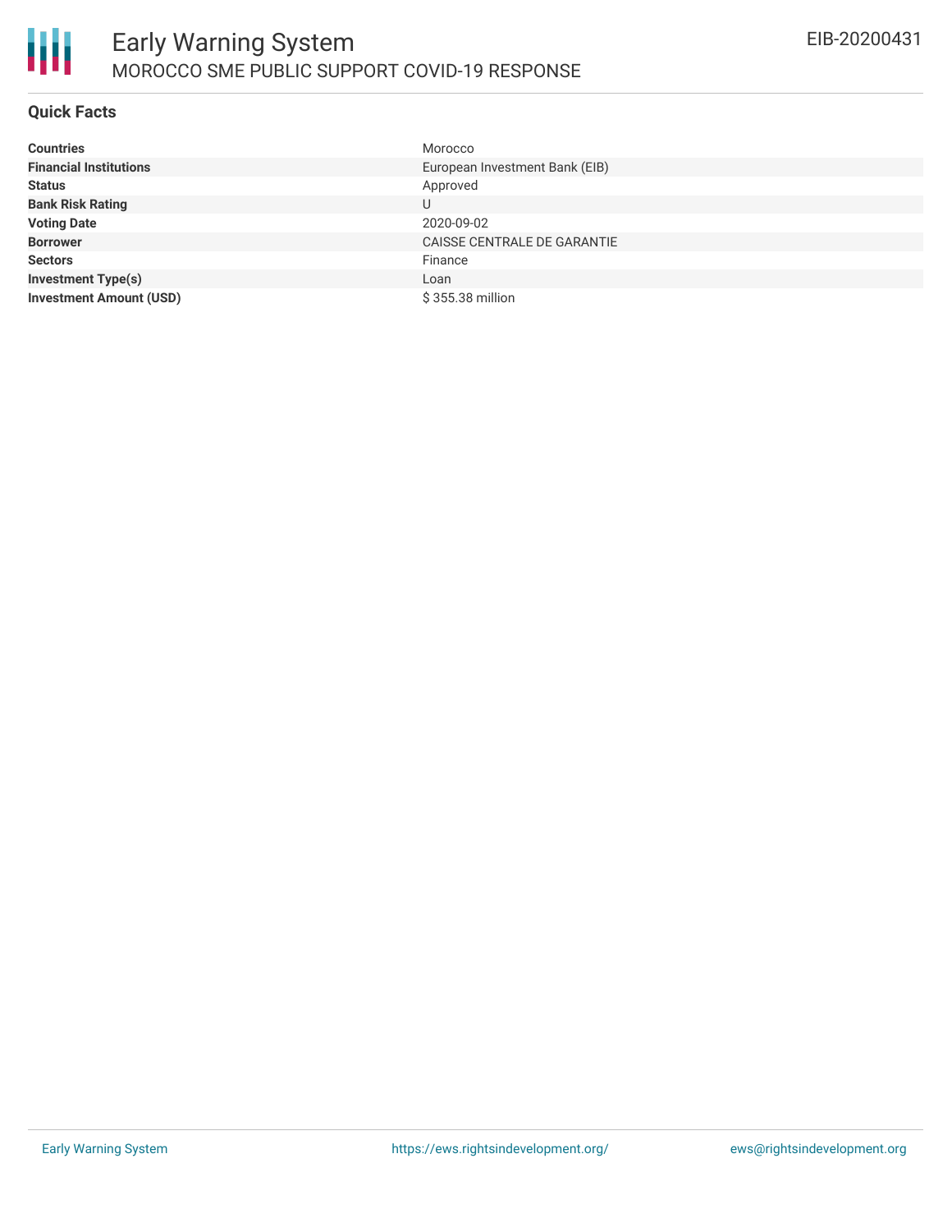## Quick Facts

| | |
|---|---|
| **Countries** | Morocco |
| **Financial Institutions** | European Investment Bank (EIB) |
| **Status** | Approved |
| **Bank Risk Rating** | U |
| **Voting Date** | 2020-09-02 |
| **Borrower** | CAISSE CENTRALE DE GARANTIE |
| **Sectors** | Finance |
| **Investment Type(s)** | Loan |
| **Investment Amount (USD)** | $ 355.38 million |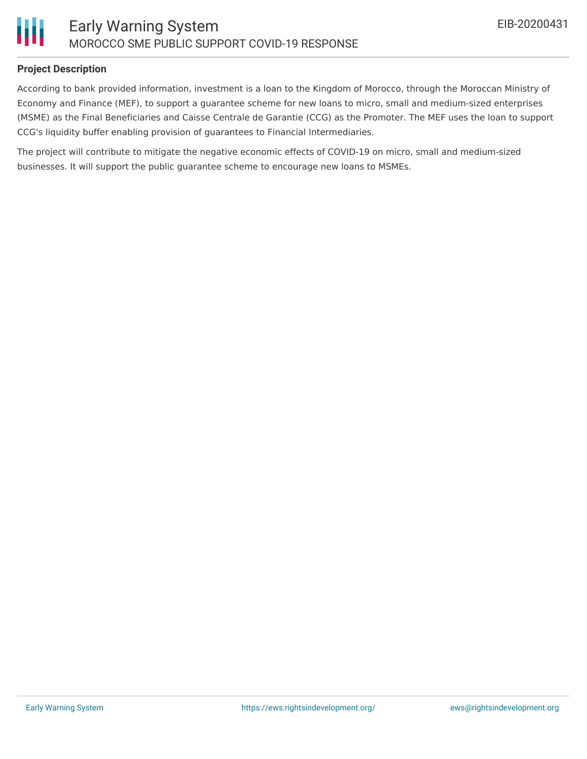## Project Description

According to bank provided information, investment is a loan to the Kingdom of Morocco, through the Moroccan Ministry of Economy and Finance (MEF), to support a guarantee scheme for new loans to micro, small and medium-sized enterprises (MSME) as the Final Beneficiaries and Caisse Centrale de Garantie (CCG) as the Promoter. The MEF uses the loan to support CCG's liquidity buffer enabling provision of guarantees to Financial Intermediaries.

The project will contribute to mitigate the negative economic effects of COVID-19 on micro, small and medium-sized businesses. It will support the public guarantee scheme to encourage new loans to MSMEs.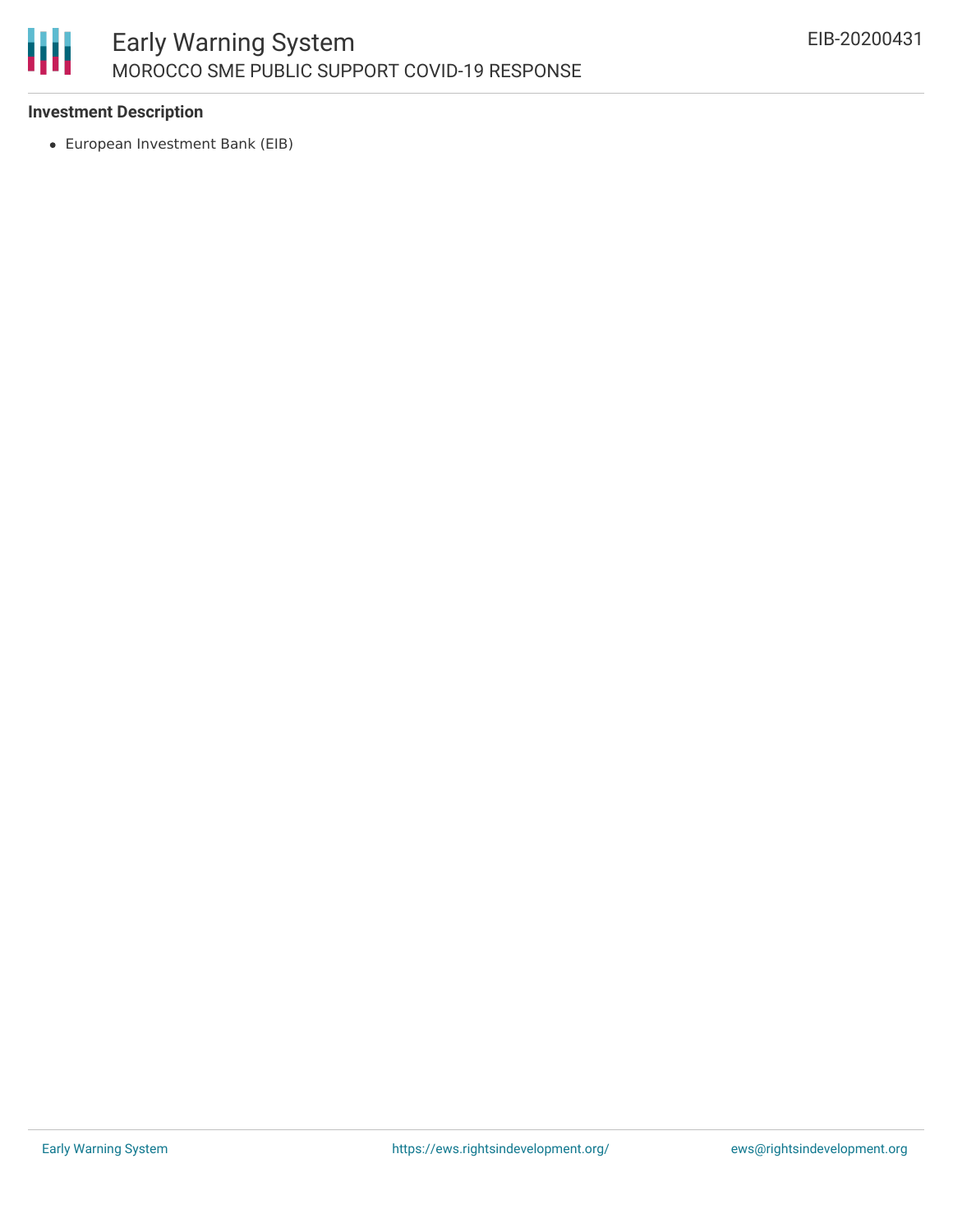### Investment Description

- European Investment Bank (EIB)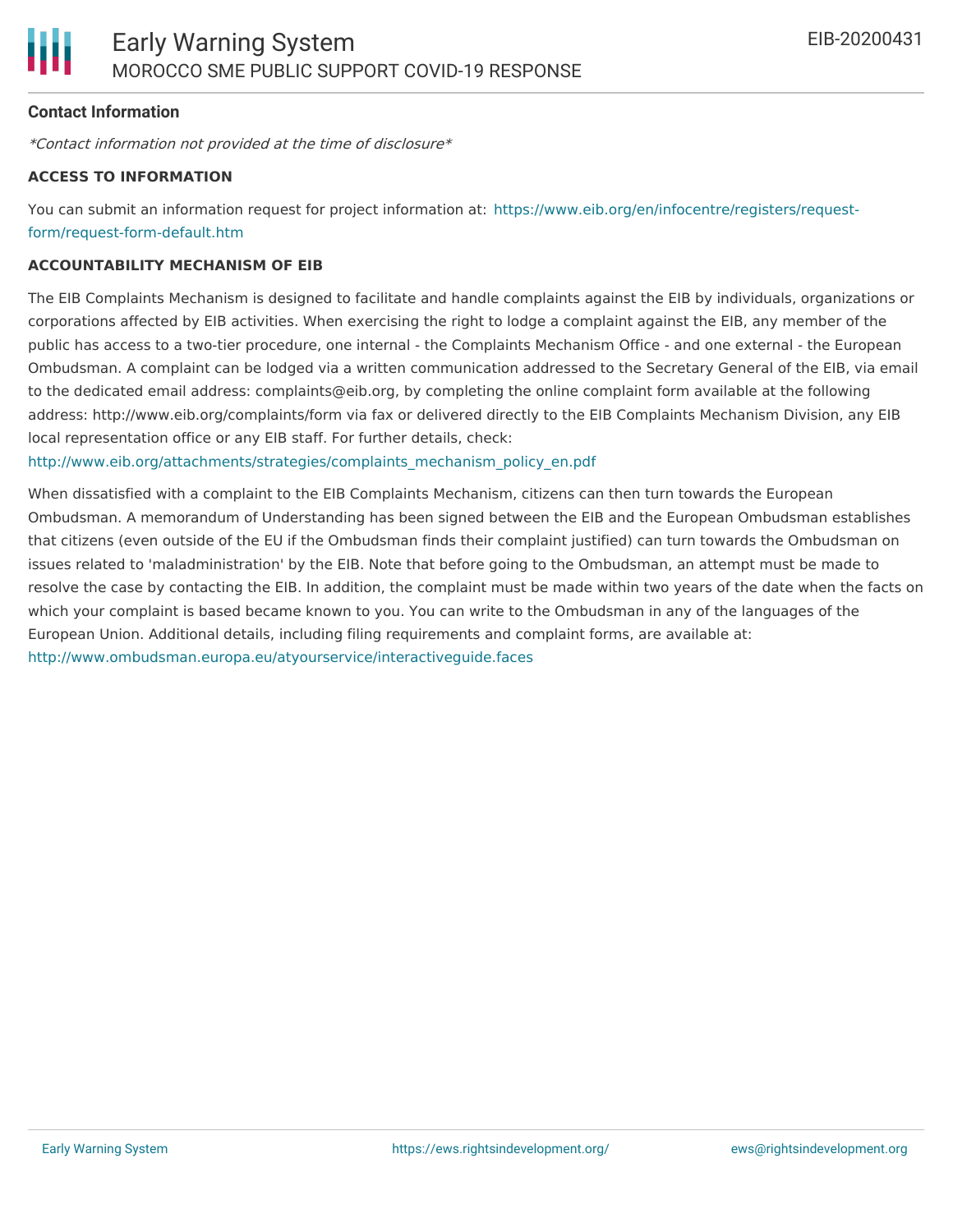**Contact Information**

*Contact information not provided at the time of disclosure*

**ACCESS TO INFORMATION**

You can submit an information request for project information at: https://www.eib.org/en/infocentre/registers/request-form/request-form-default.htm

**ACCOUNTABILITY MECHANISM OF EIB**

The EIB Complaints Mechanism is designed to facilitate and handle complaints against the EIB by individuals, organizations or corporations affected by EIB activities. When exercising the right to lodge a complaint against the EIB, any member of the public has access to a two-tier procedure, one internal - the Complaints Mechanism Office - and one external - the European Ombudsman. A complaint can be lodged via a written communication addressed to the Secretary General of the EIB, via email to the dedicated email address: complaints@eib.org, by completing the online complaint form available at the following address: http://www.eib.org/complaints/form via fax or delivered directly to the EIB Complaints Mechanism Division, any EIB local representation office or any EIB staff. For further details, check: http://www.eib.org/attachments/strategies/complaints_mechanism_policy_en.pdf

When dissatisfied with a complaint to the EIB Complaints Mechanism, citizens can then turn towards the European Ombudsman. A memorandum of Understanding has been signed between the EIB and the European Ombudsman establishes that citizens (even outside of the EU if the Ombudsman finds their complaint justified) can turn towards the Ombudsman on issues related to 'maladministration' by the EIB. Note that before going to the Ombudsman, an attempt must be made to resolve the case by contacting the EIB. In addition, the complaint must be made within two years of the date when the facts on which your complaint is based became known to you. You can write to the Ombudsman in any of the languages of the European Union. Additional details, including filing requirements and complaint forms, are available at: http://www.ombudsman.europa.eu/atyourservice/interactiveguide.faces